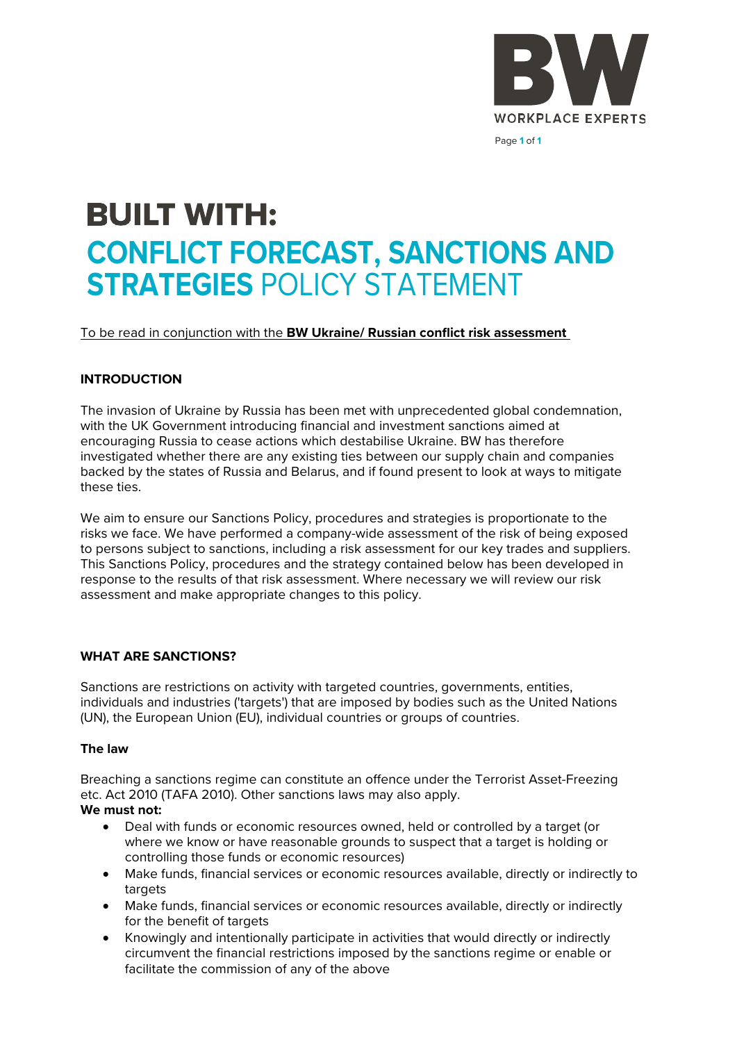# BUILT WITH:
# CONFLICT FORECAST, SANCTIONS AND STRATEGIES POLICY STATEMENT

To be read in conjunction with the **BW Ukraine/ Russian conflict risk assessment**

## INTRODUCTION

The invasion of Ukraine by Russia has been met with unprecedented global condemnation, with the UK Government introducing financial and investment sanctions aimed at encouraging Russia to cease actions which destabilise Ukraine. BW has therefore investigated whether there are any existing ties between our supply chain and companies backed by the states of Russia and Belarus, and if found present to look at ways to mitigate these ties.

We aim to ensure our Sanctions Policy, procedures and strategies is proportionate to the risks we face. We have performed a company-wide assessment of the risk of being exposed to persons subject to sanctions, including a risk assessment for our key trades and suppliers. This Sanctions Policy, procedures and the strategy contained below has been developed in response to the results of that risk assessment. Where necessary we will review our risk assessment and make appropriate changes to this policy.

## WHAT ARE SANCTIONS?

Sanctions are restrictions on activity with targeted countries, governments, entities, individuals and industries ('targets') that are imposed by bodies such as the United Nations (UN), the European Union (EU), individual countries or groups of countries.

### The law

Breaching a sanctions regime can constitute an offence under the Terrorist Asset-Freezing etc. Act 2010 (TAFA 2010). Other sanctions laws may also apply.

**We must not:**

- Deal with funds or economic resources owned, held or controlled by a target (or where we know or have reasonable grounds to suspect that a target is holding or controlling those funds or economic resources)
- Make funds, financial services or economic resources available, directly or indirectly to targets
- Make funds, financial services or economic resources available, directly or indirectly for the benefit of targets
- Knowingly and intentionally participate in activities that would directly or indirectly circumvent the financial restrictions imposed by the sanctions regime or enable or facilitate the commission of any of the above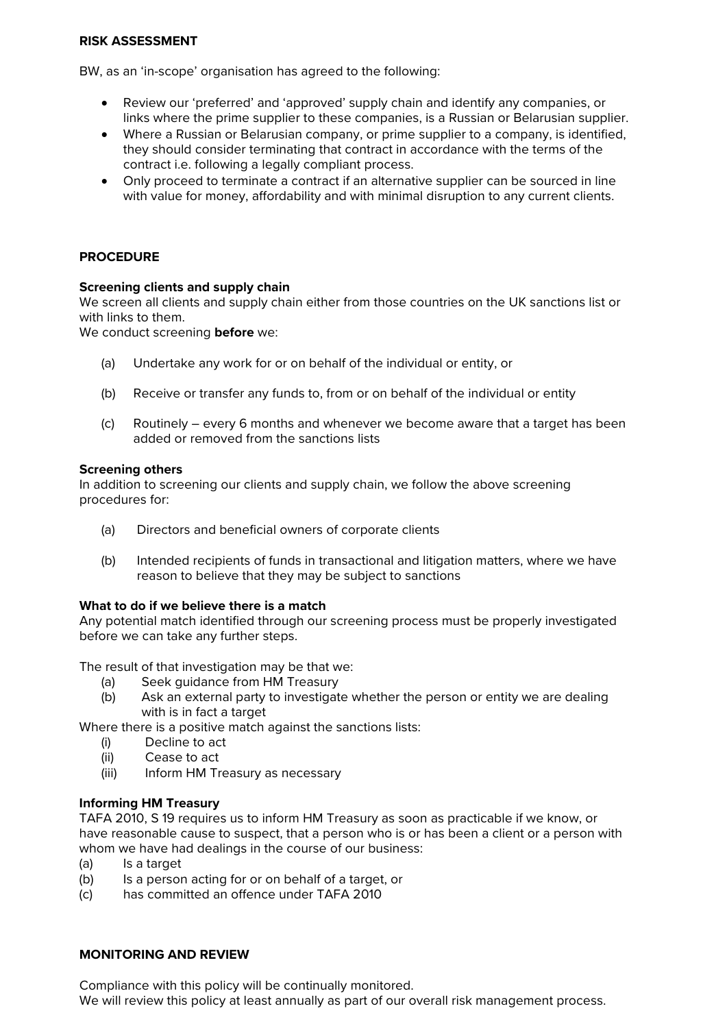## RISK ASSESSMENT

BW, as an 'in-scope' organisation has agreed to the following:

- Review our 'preferred' and 'approved' supply chain and identify any companies, or links where the prime supplier to these companies, is a Russian or Belarusian supplier.
- Where a Russian or Belarusian company, or prime supplier to a company, is identified, they should consider terminating that contract in accordance with the terms of the contract i.e. following a legally compliant process.
- Only proceed to terminate a contract if an alternative supplier can be sourced in line with value for money, affordability and with minimal disruption to any current clients.

## PROCEDURE

### Screening clients and supply chain

We screen all clients and supply chain either from those countries on the UK sanctions list or with links to them.

We conduct screening **before** we:

(a) Undertake any work for or on behalf of the individual or entity, or

(b) Receive or transfer any funds to, from or on behalf of the individual or entity

(c) Routinely – every 6 months and whenever we become aware that a target has been added or removed from the sanctions lists

### Screening others

In addition to screening our clients and supply chain, we follow the above screening procedures for:

(a) Directors and beneficial owners of corporate clients

(b) Intended recipients of funds in transactional and litigation matters, where we have reason to believe that they may be subject to sanctions

### What to do if we believe there is a match

Any potential match identified through our screening process must be properly investigated before we can take any further steps.

The result of that investigation may be that we:

(a) Seek guidance from HM Treasury
(b) Ask an external party to investigate whether the person or entity we are dealing with is in fact a target

Where there is a positive match against the sanctions lists:

(i) Decline to act
(ii) Cease to act
(iii) Inform HM Treasury as necessary

### Informing HM Treasury

TAFA 2010, S 19 requires us to inform HM Treasury as soon as practicable if we know, or have reasonable cause to suspect, that a person who is or has been a client or a person with whom we have had dealings in the course of our business:

(a) Is a target
(b) Is a person acting for or on behalf of a target, or
(c) has committed an offence under TAFA 2010

## MONITORING AND REVIEW

Compliance with this policy will be continually monitored.
We will review this policy at least annually as part of our overall risk management process.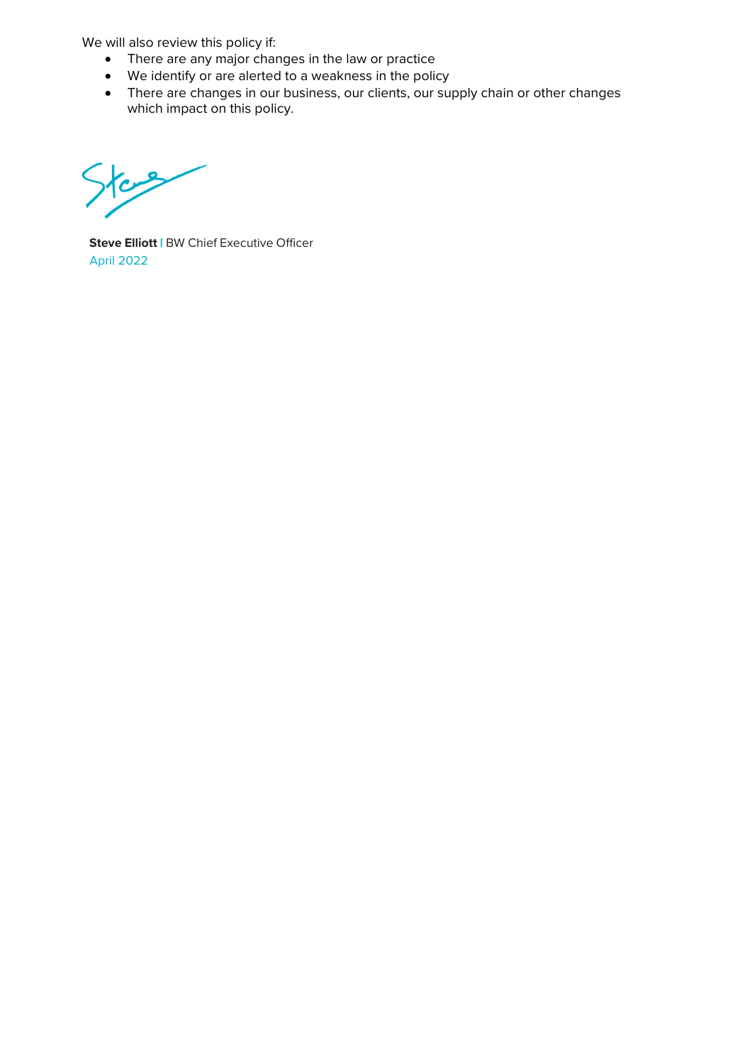We will also review this policy if:

- There are any major changes in the law or practice
- We identify or are alerted to a weakness in the policy
- There are changes in our business, our clients, our supply chain or other changes which impact on this policy.

**Steve Elliott** | BW Chief Executive Officer
April 2022